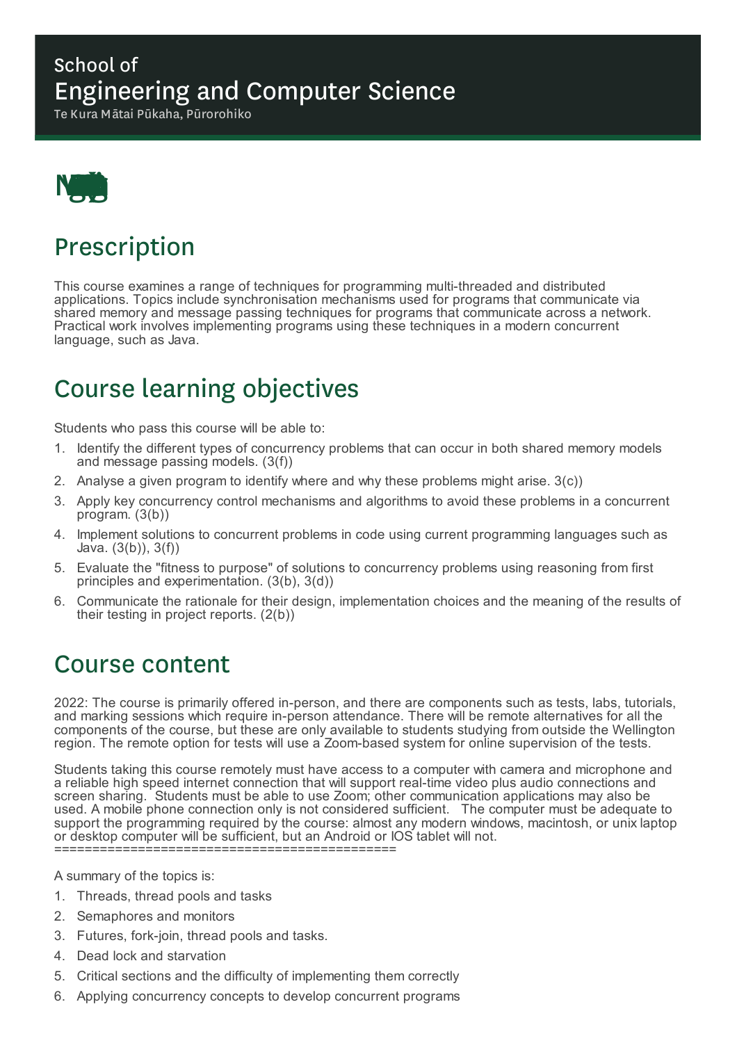School of
# Engineering and Computer Science

Te Kura Mātai Pūkaha, Pūrorohiko

## Prescription

This course examines a range of techniques for programming multi-threaded and distributed applications. Topics include synchronisation mechanisms used for programs that communicate via shared memory and message passing techniques for programs that communicate across a network. Practical work involves implementing programs using these techniques in a modern concurrent language, such as Java.

## Course learning objectives

Students who pass this course will be able to:

1. Identify the different types of concurrency problems that can occur in both shared memory models and message passing models. (3(f))
2. Analyse a given program to identify where and why these problems might arise. 3(c))
3. Apply key concurrency control mechanisms and algorithms to avoid these problems in a concurrent program. (3(b))
4. Implement solutions to concurrent problems in code using current programming languages such as Java. (3(b)), 3(f))
5. Evaluate the "fitness to purpose" of solutions to concurrency problems using reasoning from first principles and experimentation. (3(b), 3(d))
6. Communicate the rationale for their design, implementation choices and the meaning of the results of their testing in project reports. (2(b))

## Course content

2022: The course is primarily offered in-person, and there are components such as tests, labs, tutorials, and marking sessions which require in-person attendance. There will be remote alternatives for all the components of the course, but these are only available to students studying from outside the Wellington region. The remote option for tests will use a Zoom-based system for online supervision of the tests.

Students taking this course remotely must have access to a computer with camera and microphone and a reliable high speed internet connection that will support real-time video plus audio connections and screen sharing. Students must be able to use Zoom; other communication applications may also be used. A mobile phone connection only is not considered sufficient. The computer must be adequate to support the programming required by the course: almost any modern windows, macintosh, or unix laptop or desktop computer will be sufficient, but an Android or IOS tablet will not.
============================================

A summary of the topics is:

1. Threads, thread pools and tasks
2. Semaphores and monitors
3. Futures, fork-join, thread pools and tasks.
4. Dead lock and starvation
5. Critical sections and the difficulty of implementing them correctly
6. Applying concurrency concepts to develop concurrent programs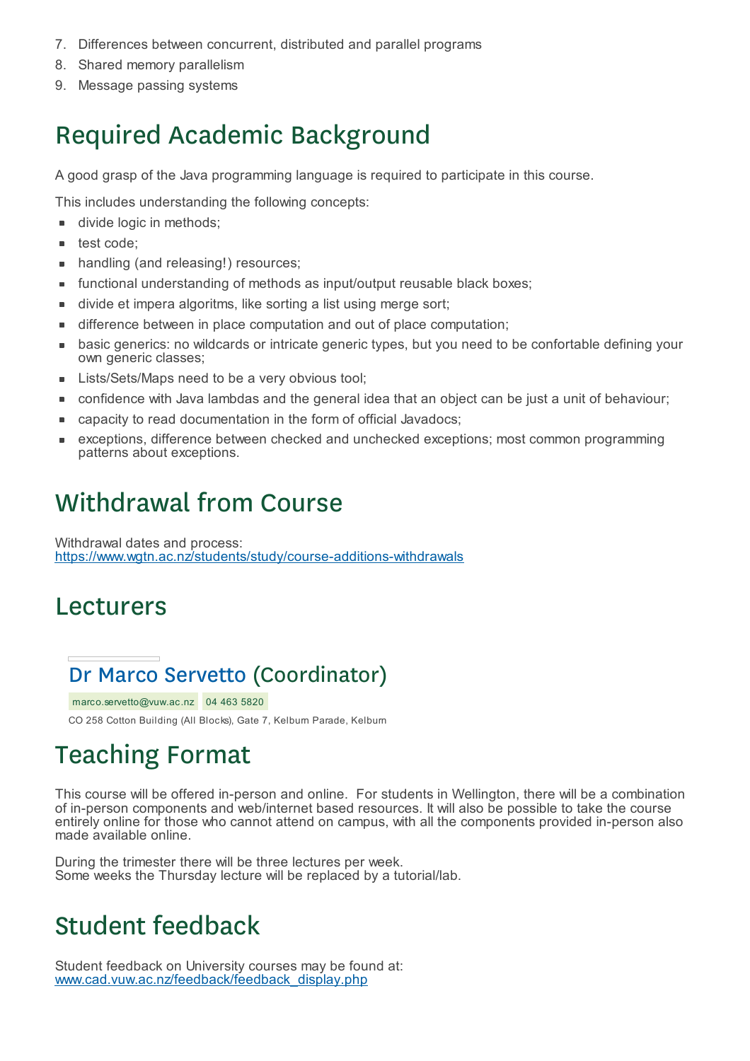7. Differences between concurrent, distributed and parallel programs
8. Shared memory parallelism
9. Message passing systems

## Required Academic Background

A good grasp of the Java programming language is required to participate in this course.

This includes understanding the following concepts:

- divide logic in methods;
- test code;
- handling (and releasing!) resources;
- functional understanding of methods as input/output reusable black boxes;
- divide et impera algoritms, like sorting a list using merge sort;
- difference between in place computation and out of place computation;
- basic generics: no wildcards or intricate generic types, but you need to be confortable defining your own generic classes;
- Lists/Sets/Maps need to be a very obvious tool;
- confidence with Java lambdas and the general idea that an object can be just a unit of behaviour;
- capacity to read documentation in the form of official Javadocs;
- exceptions, difference between checked and unchecked exceptions; most common programming patterns about exceptions.

## Withdrawal from Course

Withdrawal dates and process:
[https://www.wgtn.ac.nz/students/study/course-additions-withdrawals](https://www.wgtn.ac.nz/students/study/course-additions-withdrawals)

## Lecturers

### Dr Marco Servetto (Coordinator)

marco.servetto@vuw.ac.nz 04 463 5820

CO 258 Cotton Building (All Blocks), Gate 7, Kelburn Parade, Kelburn

## Teaching Format

This course will be offered in-person and online. For students in Wellington, there will be a combination of in-person components and web/internet based resources. It will also be possible to take the course entirely online for those who cannot attend on campus, with all the components provided in-person also made available online.

During the trimester there will be three lectures per week.
Some weeks the Thursday lecture will be replaced by a tutorial/lab.

## Student feedback

Student feedback on University courses may be found at:
[www.cad.vuw.ac.nz/feedback/feedback_display.php](www.cad.vuw.ac.nz/feedback/feedback_display.php)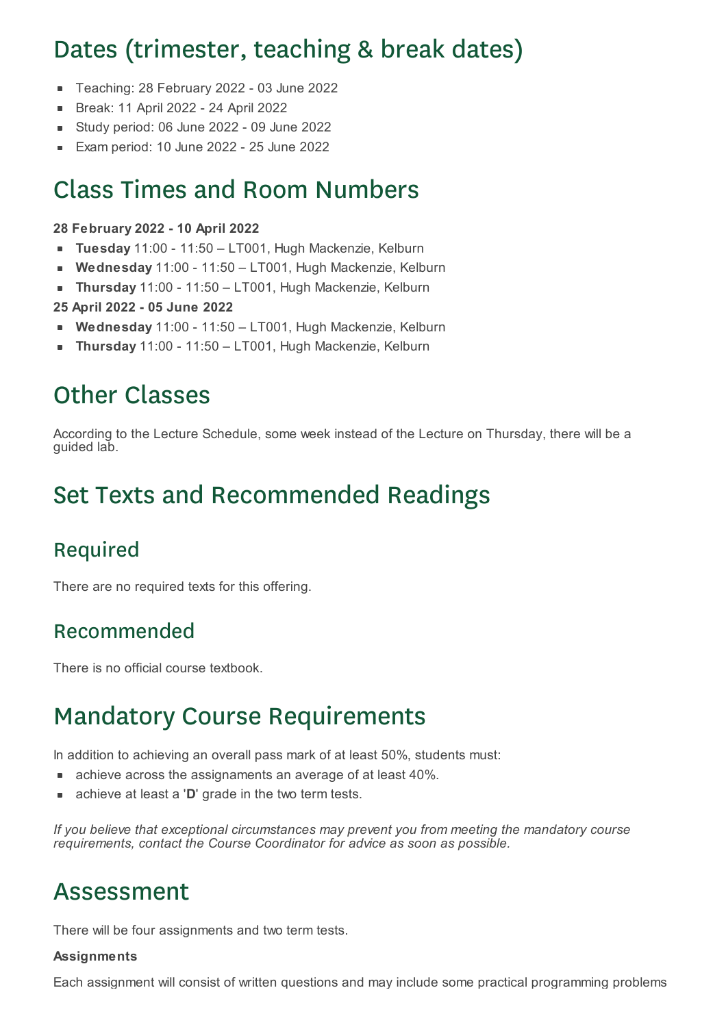# Dates (trimester, teaching & break dates)

- Teaching: 28 February 2022 - 03 June 2022
- Break: 11 April 2022 - 24 April 2022
- Study period: 06 June 2022 - 09 June 2022
- Exam period: 10 June 2022 - 25 June 2022

# Class Times and Room Numbers

**28 February 2022 - 10 April 2022**

- **Tuesday** 11:00 - 11:50 – LT001, Hugh Mackenzie, Kelburn
- **Wednesday** 11:00 - 11:50 – LT001, Hugh Mackenzie, Kelburn
- **Thursday** 11:00 - 11:50 – LT001, Hugh Mackenzie, Kelburn

**25 April 2022 - 05 June 2022**

- **Wednesday** 11:00 - 11:50 – LT001, Hugh Mackenzie, Kelburn
- **Thursday** 11:00 - 11:50 – LT001, Hugh Mackenzie, Kelburn

# Other Classes

According to the Lecture Schedule, some week instead of the Lecture on Thursday, there will be a guided lab.

# Set Texts and Recommended Readings

## Required

There are no required texts for this offering.

## Recommended

There is no official course textbook.

# Mandatory Course Requirements

In addition to achieving an overall pass mark of at least 50%, students must:

- achieve across the assignaments an average of at least 40%.
- achieve at least a '**D**' grade in the two term tests.

*If you believe that exceptional circumstances may prevent you from meeting the mandatory course requirements, contact the Course Coordinator for advice as soon as possible.*

# Assessment

There will be four assignments and two term tests.

**Assignments**

Each assignment will consist of written questions and may include some practical programming problems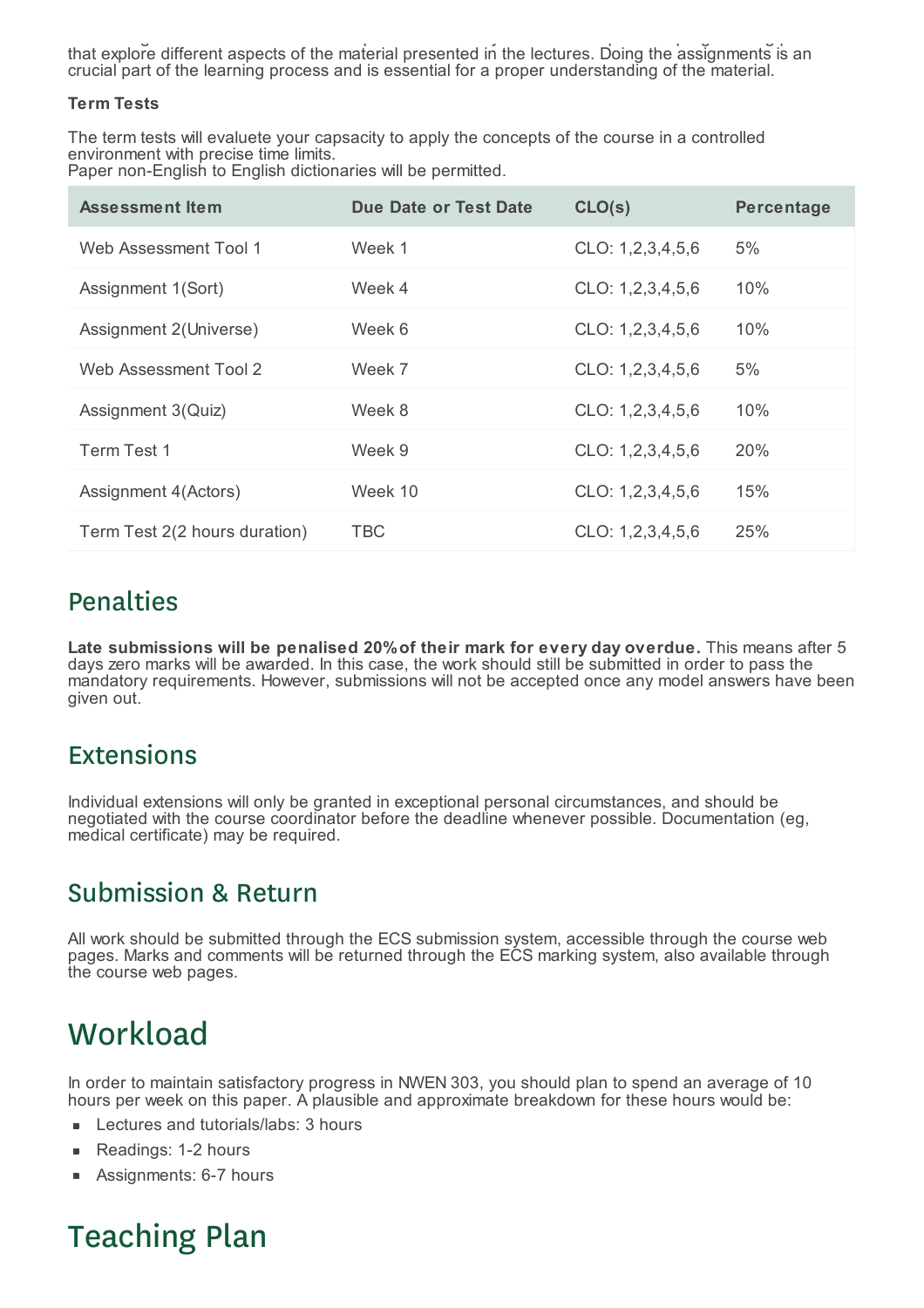that explore different aspects of the material presented in the lectures. Doing the assignments is an crucial part of the learning process and is essential for a proper understanding of the material.

**Term Tests**

The term tests will evaluete your capsacity to apply the concepts of the course in a controlled environment with precise time limits.
Paper non-English to English dictionaries will be permitted.

| Assessment Item | Due Date or Test Date | CLO(s) | Percentage |
|---|---|---|---|
| Web Assessment Tool 1 | Week 1 | CLO: 1,2,3,4,5,6 | 5% |
| Assignment 1(Sort) | Week 4 | CLO: 1,2,3,4,5,6 | 10% |
| Assignment 2(Universe) | Week 6 | CLO: 1,2,3,4,5,6 | 10% |
| Web Assessment Tool 2 | Week 7 | CLO: 1,2,3,4,5,6 | 5% |
| Assignment 3(Quiz) | Week 8 | CLO: 1,2,3,4,5,6 | 10% |
| Term Test 1 | Week 9 | CLO: 1,2,3,4,5,6 | 20% |
| Assignment 4(Actors) | Week 10 | CLO: 1,2,3,4,5,6 | 15% |
| Term Test 2(2 hours duration) | TBC | CLO: 1,2,3,4,5,6 | 25% |

## Penalties

**Late submissions will be penalised 20% of their mark for every day overdue.** This means after 5 days zero marks will be awarded. In this case, the work should still be submitted in order to pass the mandatory requirements. However, submissions will not be accepted once any model answers have been given out.

## Extensions

Individual extensions will only be granted in exceptional personal circumstances, and should be negotiated with the course coordinator before the deadline whenever possible. Documentation (eg, medical certificate) may be required.

## Submission & Return

All work should be submitted through the ECS submission system, accessible through the course web pages. Marks and comments will be returned through the ECS marking system, also available through the course web pages.

# Workload

In order to maintain satisfactory progress in NWEN 303, you should plan to spend an average of 10 hours per week on this paper. A plausible and approximate breakdown for these hours would be:

- Lectures and tutorials/labs: 3 hours
- Readings: 1-2 hours
- Assignments: 6-7 hours

# Teaching Plan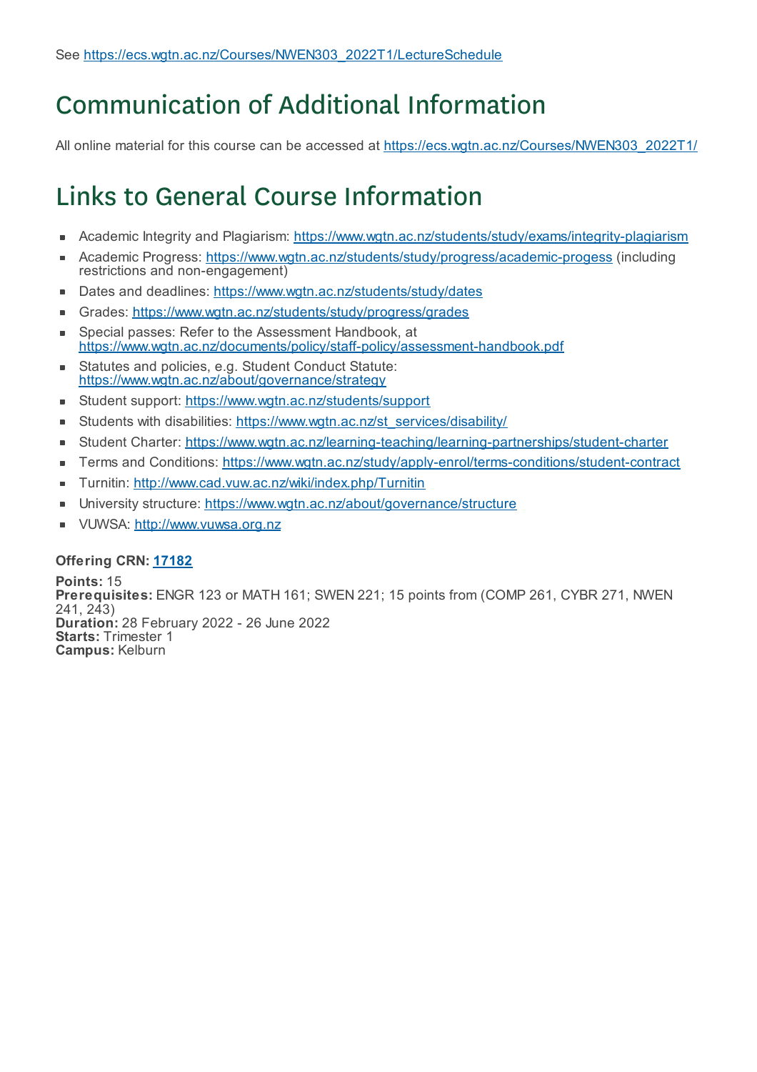See https://ecs.wgtn.ac.nz/Courses/NWEN303_2022T1/LectureSchedule

# Communication of Additional Information

All online material for this course can be accessed at https://ecs.wgtn.ac.nz/Courses/NWEN303_2022T1/

# Links to General Course Information

- Academic Integrity and Plagiarism: https://www.wgtn.ac.nz/students/study/exams/integrity-plagiarism
- Academic Progress: https://www.wgtn.ac.nz/students/study/progress/academic-progess (including restrictions and non-engagement)
- Dates and deadlines: https://www.wgtn.ac.nz/students/study/dates
- Grades: https://www.wgtn.ac.nz/students/study/progress/grades
- Special passes: Refer to the Assessment Handbook, at https://www.wgtn.ac.nz/documents/policy/staff-policy/assessment-handbook.pdf
- Statutes and policies, e.g. Student Conduct Statute: https://www.wgtn.ac.nz/about/governance/strategy
- Student support: https://www.wgtn.ac.nz/students/support
- Students with disabilities: https://www.wgtn.ac.nz/st_services/disability/
- Student Charter: https://www.wgtn.ac.nz/learning-teaching/learning-partnerships/student-charter
- Terms and Conditions: https://www.wgtn.ac.nz/study/apply-enrol/terms-conditions/student-contract
- Turnitin: http://www.cad.vuw.ac.nz/wiki/index.php/Turnitin
- University structure: https://www.wgtn.ac.nz/about/governance/structure
- VUWSA: http://www.vuwsa.org.nz

**Offering CRN: 17182**

**Points:** 15
**Prerequisites:** ENGR 123 or MATH 161; SWEN 221; 15 points from (COMP 261, CYBR 271, NWEN 241, 243)
**Duration:** 28 February 2022 - 26 June 2022
**Starts:** Trimester 1
**Campus:** Kelburn